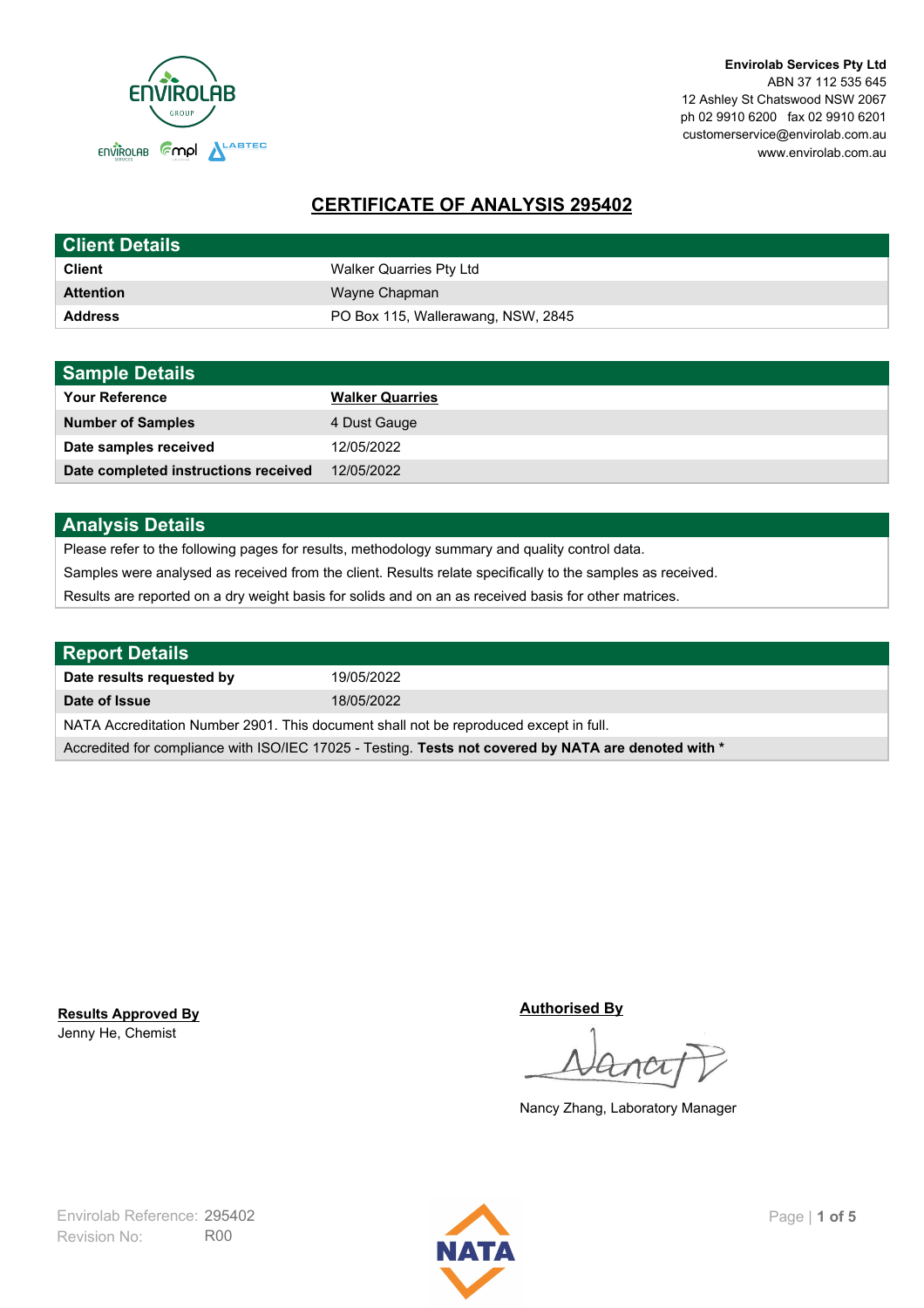Envirolab Services Pty Ltd
ABN 37 112 535 645
12 Ashley St Chatswood NSW 2067
ph 02 9910 6200 fax 02 9910 6201
customerservice@envirolab.com.au
www.envirolab.com.au

# CERTIFICATE OF ANALYSIS 295402

## Client Details

| | |
|---|---|
| **Client** | Walker Quarries Pty Ltd |
| **Attention** | Wayne Chapman |
| **Address** | PO Box 115, Wallerawang, NSW, 2845 |

## Sample Details

| | |
|---|---|
| **Your Reference** | **Walker Quarries** |
| **Number of Samples** | 4 Dust Gauge |
| **Date samples received** | 12/05/2022 |
| **Date completed instructions received** | 12/05/2022 |

## Analysis Details

Please refer to the following pages for results, methodology summary and quality control data.

Samples were analysed as received from the client. Results relate specifically to the samples as received.

Results are reported on a dry weight basis for solids and on an as received basis for other matrices.

## Report Details

| | |
|---|---|
| **Date results requested by** | 19/05/2022 |
| **Date of Issue** | 18/05/2022 |

NATA Accreditation Number 2901. This document shall not be reproduced except in full.

Accredited for compliance with ISO/IEC 17025 - Testing. **Tests not covered by NATA are denoted with ***

**Results Approved By**
Jenny He, Chemist

**Authorised By**

Nancy Zhang, Laboratory Manager

Envirolab Reference: 295402
Revision No: R00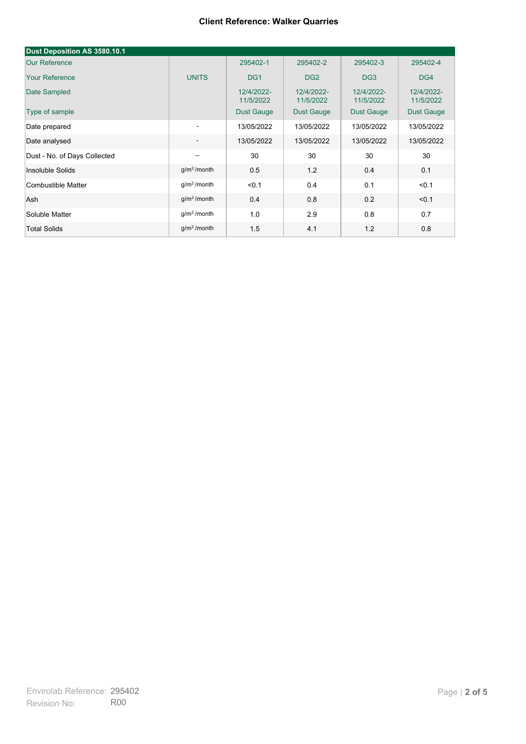**Client Reference: Walker Quarries**

| Dust Deposition AS 3580.10.1 | | | | | |
|---|---|---|---|---|---|
| Our Reference | | 295402-1 | 295402-2 | 295402-3 | 295402-4 |
| Your Reference | UNITS | DG1 | DG2 | DG3 | DG4 |
| Date Sampled | | 12/4/2022-11/5/2022 | 12/4/2022-11/5/2022 | 12/4/2022-11/5/2022 | 12/4/2022-11/5/2022 |
| Type of sample | | Dust Gauge | Dust Gauge | Dust Gauge | Dust Gauge |
| Date prepared | - | 13/05/2022 | 13/05/2022 | 13/05/2022 | 13/05/2022 |
| Date analysed | - | 13/05/2022 | 13/05/2022 | 13/05/2022 | 13/05/2022 |
| Dust - No. of Days Collected | -- | 30 | 30 | 30 | 30 |
| Insoluble Solids | $g/m^2$ /month | 0.5 | 1.2 | 0.4 | 0.1 |
| Combustible Matter | $g/m^2$ /month | <0.1 | 0.4 | 0.1 | <0.1 |
| Ash | $g/m^2$ /month | 0.4 | 0.8 | 0.2 | <0.1 |
| Soluble Matter | $g/m^2$ /month | 1.0 | 2.9 | 0.8 | 0.7 |
| Total Solids | $g/m^2$ /month | 1.5 | 4.1 | 1.2 | 0.8 |

Envirolab Reference: 295402
Revision No: R00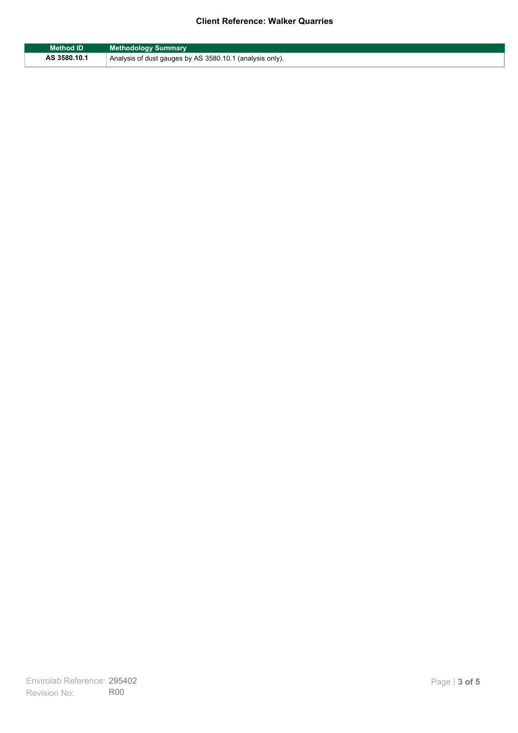**Client Reference: Walker Quarries**

| Method ID | Methodology Summary |
|---|---|
| **AS 3580.10.1** | Analysis of dust gauges by AS 3580.10.1 (analysis only). |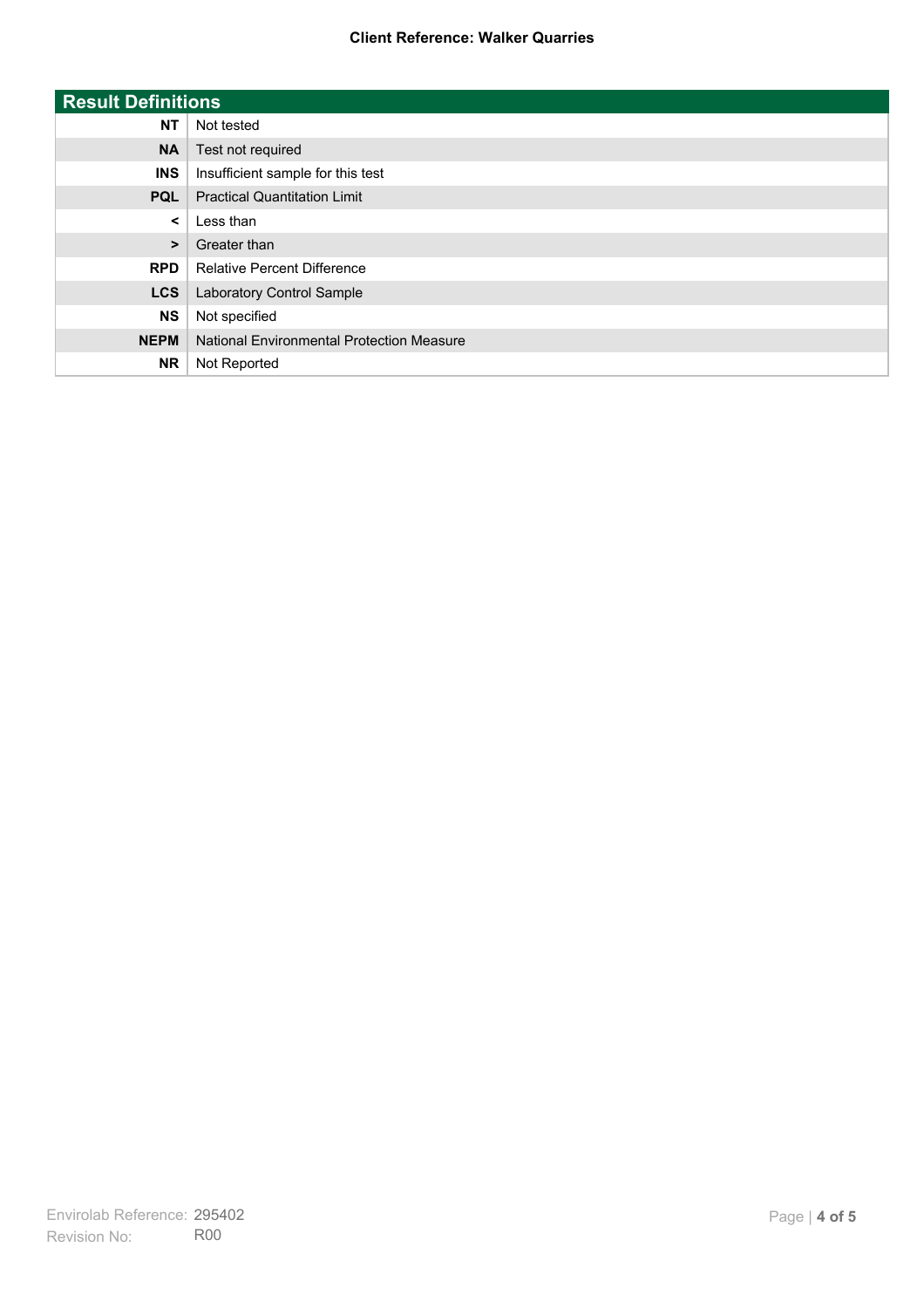| Result Definitions | |
|---|---|
| NT | Not tested |
| NA | Test not required |
| INS | Insufficient sample for this test |
| PQL | Practical Quantitation Limit |
| < | Less than |
| > | Greater than |
| RPD | Relative Percent Difference |
| LCS | Laboratory Control Sample |
| NS | Not specified |
| NEPM | National Environmental Protection Measure |
| NR | Not Reported |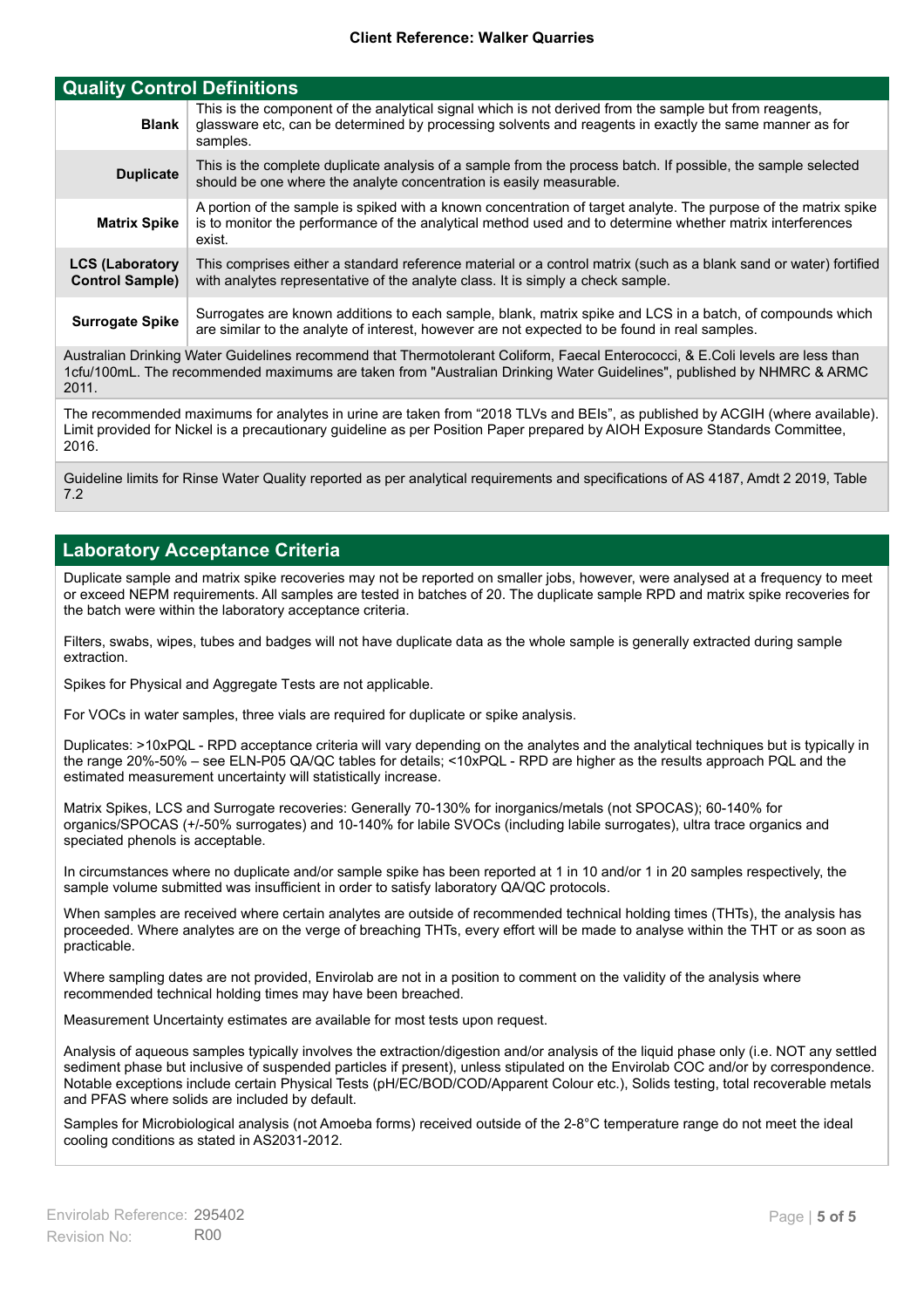**Client Reference: Walker Quarries**

## Quality Control Definitions

| | |
|---|---|
| **Blank** | This is the component of the analytical signal which is not derived from the sample but from reagents, glassware etc, can be determined by processing solvents and reagents in exactly the same manner as for samples. |
| **Duplicate** | This is the complete duplicate analysis of a sample from the process batch. If possible, the sample selected should be one where the analyte concentration is easily measurable. |
| **Matrix Spike** | A portion of the sample is spiked with a known concentration of target analyte. The purpose of the matrix spike is to monitor the performance of the analytical method used and to determine whether matrix interferences exist. |
| **LCS (Laboratory Control Sample)** | This comprises either a standard reference material or a control matrix (such as a blank sand or water) fortified with analytes representative of the analyte class. It is simply a check sample. |
| **Surrogate Spike** | Surrogates are known additions to each sample, blank, matrix spike and LCS in a batch, of compounds which are similar to the analyte of interest, however are not expected to be found in real samples. |

Australian Drinking Water Guidelines recommend that Thermotolerant Coliform, Faecal Enterococci, & E.Coli levels are less than 1cfu/100mL. The recommended maximums are taken from "Australian Drinking Water Guidelines", published by NHMRC & ARMC 2011.

The recommended maximums for analytes in urine are taken from “2018 TLVs and BEIs”, as published by ACGIH (where available). Limit provided for Nickel is a precautionary guideline as per Position Paper prepared by AIOH Exposure Standards Committee, 2016.

Guideline limits for Rinse Water Quality reported as per analytical requirements and specifications of AS 4187, Amdt 2 2019, Table 7.2

## Laboratory Acceptance Criteria

Duplicate sample and matrix spike recoveries may not be reported on smaller jobs, however, were analysed at a frequency to meet or exceed NEPM requirements. All samples are tested in batches of 20. The duplicate sample RPD and matrix spike recoveries for the batch were within the laboratory acceptance criteria.

Filters, swabs, wipes, tubes and badges will not have duplicate data as the whole sample is generally extracted during sample extraction.

Spikes for Physical and Aggregate Tests are not applicable.

For VOCs in water samples, three vials are required for duplicate or spike analysis.

Duplicates: >10xPQL - RPD acceptance criteria will vary depending on the analytes and the analytical techniques but is typically in the range 20%-50% – see ELN-P05 QA/QC tables for details; <10xPQL - RPD are higher as the results approach PQL and the estimated measurement uncertainty will statistically increase.

Matrix Spikes, LCS and Surrogate recoveries: Generally 70-130% for inorganics/metals (not SPOCAS); 60-140% for organics/SPOCAS (+/-50% surrogates) and 10-140% for labile SVOCs (including labile surrogates), ultra trace organics and speciated phenols is acceptable.

In circumstances where no duplicate and/or sample spike has been reported at 1 in 10 and/or 1 in 20 samples respectively, the sample volume submitted was insufficient in order to satisfy laboratory QA/QC protocols.

When samples are received where certain analytes are outside of recommended technical holding times (THTs), the analysis has proceeded. Where analytes are on the verge of breaching THTs, every effort will be made to analyse within the THT or as soon as practicable.

Where sampling dates are not provided, Envirolab are not in a position to comment on the validity of the analysis where recommended technical holding times may have been breached.

Measurement Uncertainty estimates are available for most tests upon request.

Analysis of aqueous samples typically involves the extraction/digestion and/or analysis of the liquid phase only (i.e. NOT any settled sediment phase but inclusive of suspended particles if present), unless stipulated on the Envirolab COC and/or by correspondence. Notable exceptions include certain Physical Tests (pH/EC/BOD/COD/Apparent Colour etc.), Solids testing, total recoverable metals and PFAS where solids are included by default.

Samples for Microbiological analysis (not Amoeba forms) received outside of the 2-8°C temperature range do not meet the ideal cooling conditions as stated in AS2031-2012.

Envirolab Reference: 295402
Revision No: R00